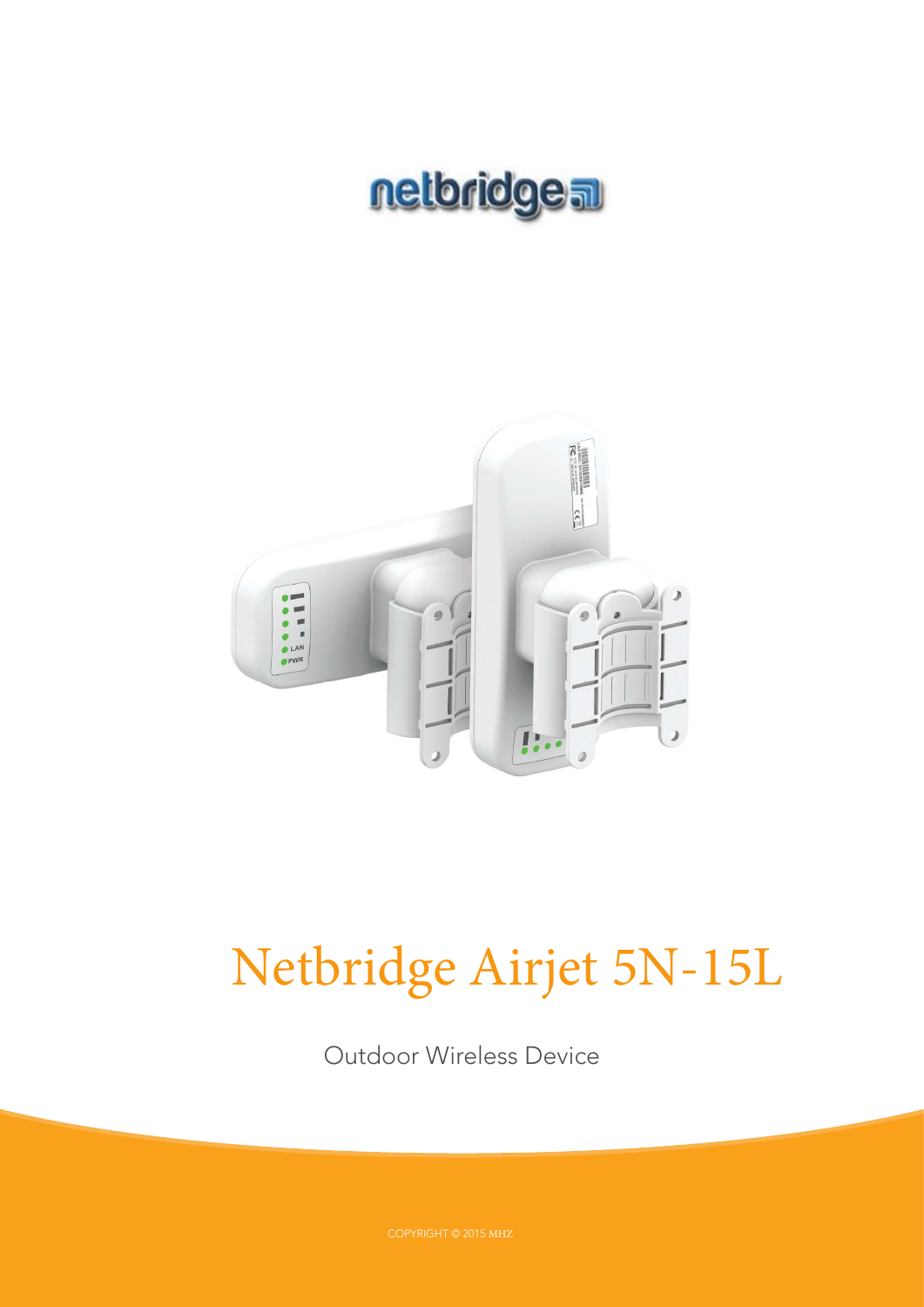netbridge

# Netbridge Airjet 5N-15L

Outdoor Wireless Device

COPYRIGHT © 2015 MHZ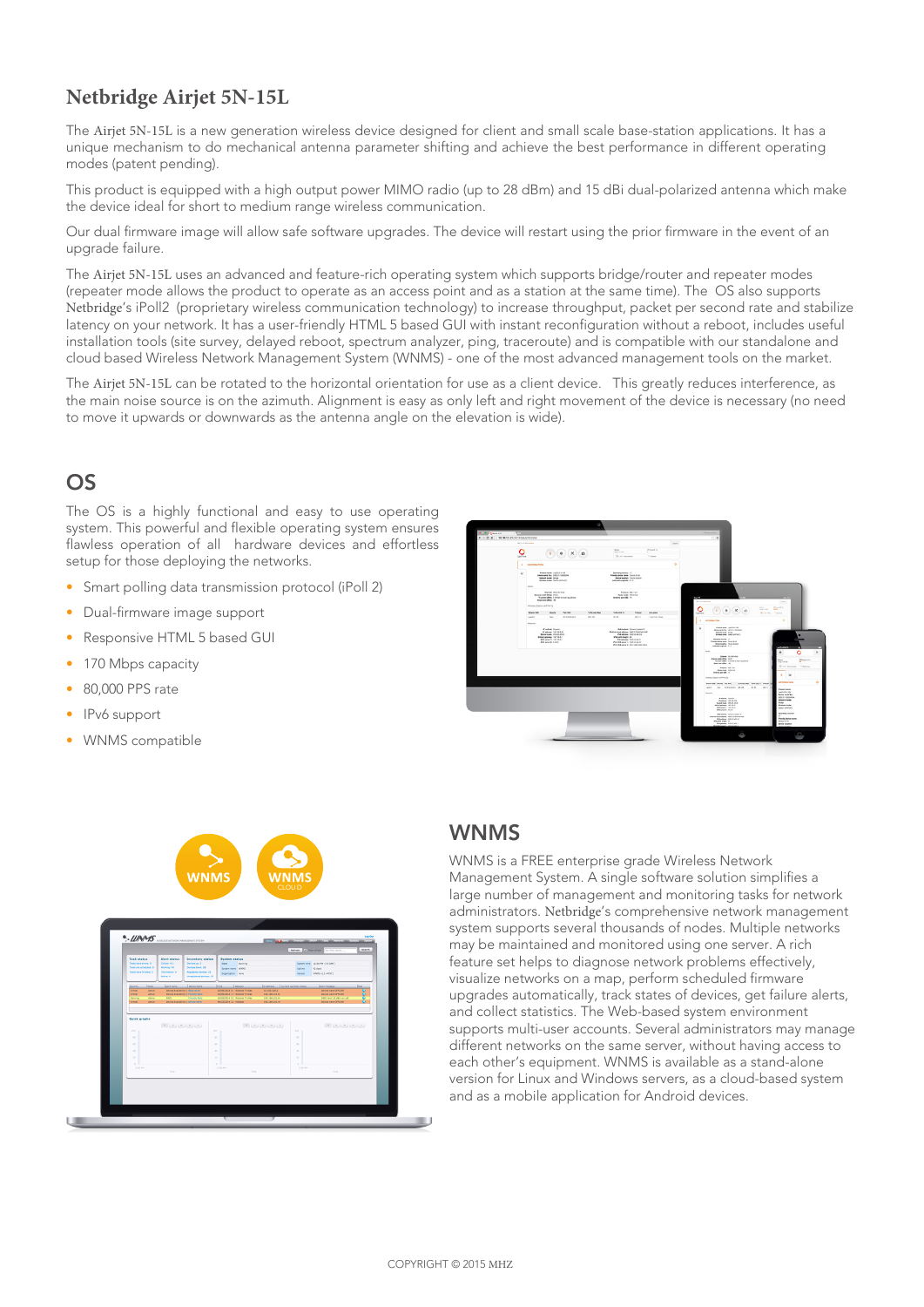## Netbridge Airjet 5N-15L

The Airjet 5N-15L is a new generation wireless device designed for client and small scale base-station applications. It has a unique mechanism to do mechanical antenna parameter shifting and achieve the best performance in different operating modes (patent pending).

This product is equipped with a high output power MIMO radio (up to 28 dBm) and 15 dBi dual-polarized antenna which make the device ideal for short to medium range wireless communication.

Our dual firmware image will allow safe software upgrades. The device will restart using the prior firmware in the event of an upgrade failure.

The Airjet 5N-15L uses an advanced and feature-rich operating system which supports bridge/router and repeater modes (repeater mode allows the product to operate as an access point and as a station at the same time). The OS also supports Netbridge's iPoll2 (proprietary wireless communication technology) to increase throughput, packet per second rate and stabilize latency on your network. It has a user-friendly HTML 5 based GUI with instant reconfiguration without a reboot, includes useful installation tools (site survey, delayed reboot, spectrum analyzer, ping, traceroute) and is compatible with our standalone and cloud based Wireless Network Management System (WNMS) - one of the most advanced management tools on the market.

The Airjet 5N-15L can be rotated to the horizontal orientation for use as a client device. This greatly reduces interference, as the main noise source is on the azimuth. Alignment is easy as only left and right movement of the device is necessary (no need to move it upwards or downwards as the antenna angle on the elevation is wide).

## OS

The OS is a highly functional and easy to use operating system. This powerful and flexible operating system ensures flawless operation of all hardware devices and effortless setup for those deploying the networks.

- Smart polling data transmission protocol (iPoll 2)
- Dual-firmware image support
- Responsive HTML 5 based GUI
- 170 Mbps capacity
- 80,000 PPS rate
- IPv6 support
- WNMS compatible

## WNMS

WNMS is a FREE enterprise grade Wireless Network Management System. A single software solution simplifies a large number of management and monitoring tasks for network administrators. Netbridge's comprehensive network management system supports several thousands of nodes. Multiple networks may be maintained and monitored using one server. A rich feature set helps to diagnose network problems effectively, visualize networks on a map, perform scheduled firmware upgrades automatically, track states of devices, get failure alerts, and collect statistics. The Web-based system environment supports multi-user accounts. Several administrators may manage different networks on the same server, without having access to each other's equipment. WNMS is available as a stand-alone version for Linux and Windows servers, as a cloud-based system and as a mobile application for Android devices.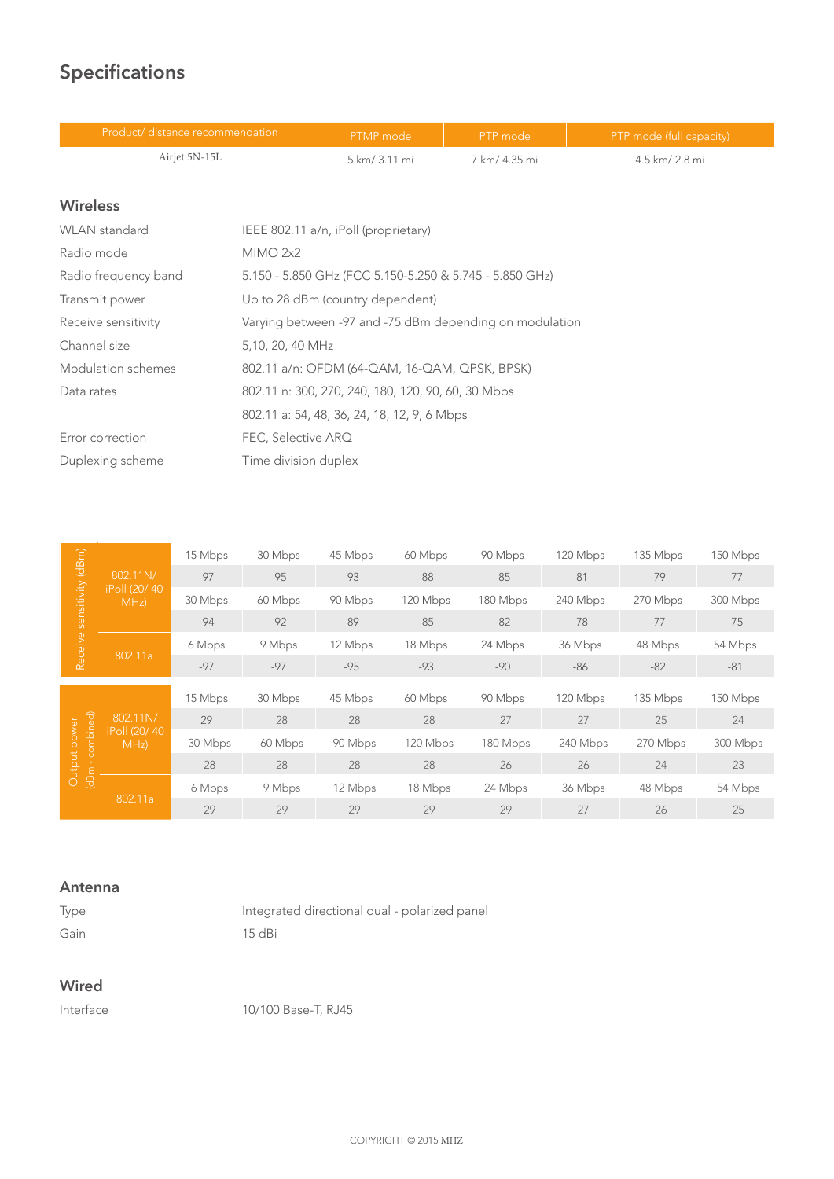# Specifications

| Product/ distance recommendation | PTMP mode | PTP mode | PTP mode (full capacity) |
|---|---|---|---|
| Airjet 5N-15L | 5 km/ 3.11 mi | 7 km/ 4.35 mi | 4.5 km/ 2.8 mi |

## Wireless

| | |
|---|---|
| WLAN standard | IEEE 802.11 a/n, iPoll (proprietary) |
| Radio mode | MIMO 2x2 |
| Radio frequency band | 5.150 - 5.850 GHz (FCC 5.150-5.250 & 5.745 - 5.850 GHz) |
| Transmit power | Up to 28 dBm (country dependent) |
| Receive sensitivity | Varying between -97 and -75 dBm depending on modulation |
| Channel size | 5,10, 20, 40 MHz |
| Modulation schemes | 802.11 a/n: OFDM (64-QAM, 16-QAM, QPSK, BPSK) |
| Data rates | 802.11 n: 300, 270, 240, 180, 120, 90, 60, 30 Mbps |
| | 802.11 a: 54, 48, 36, 24, 18, 12, 9, 6 Mbps |
| Error correction | FEC, Selective ARQ |
| Duplexing scheme | Time division duplex |

| Receive sensitivity (dBm) | | | | | | | | | |
|---|---|---|---|---|---|---|---|---|---|
| 802.11N/ iPoll (20/ 40 MHz) | 15 Mbps | 30 Mbps | 45 Mbps | 60 Mbps | 90 Mbps | 120 Mbps | 135 Mbps | 150 Mbps |
| | -97 | -95 | -93 | -88 | -85 | -81 | -79 | -77 |
| | 30 Mbps | 60 Mbps | 90 Mbps | 120 Mbps | 180 Mbps | 240 Mbps | 270 Mbps | 300 Mbps |
| | -94 | -92 | -89 | -85 | -82 | -78 | -77 | -75 |
| 802.11a | 6 Mbps | 9 Mbps | 12 Mbps | 18 Mbps | 24 Mbps | 36 Mbps | 48 Mbps | 54 Mbps |
| | -97 | -97 | -95 | -93 | -90 | -86 | -82 | -81 |

| Output power (dBm - combined) | | | | | | | | |
|---|---|---|---|---|---|---|---|---|
| 802.11N/ iPoll (20/ 40 MHz) | 15 Mbps | 30 Mbps | 45 Mbps | 60 Mbps | 90 Mbps | 120 Mbps | 135 Mbps | 150 Mbps |
| | 29 | 28 | 28 | 28 | 27 | 27 | 25 | 24 |
| | 30 Mbps | 60 Mbps | 90 Mbps | 120 Mbps | 180 Mbps | 240 Mbps | 270 Mbps | 300 Mbps |
| | 28 | 28 | 28 | 28 | 26 | 26 | 24 | 23 |
| 802.11a | 6 Mbps | 9 Mbps | 12 Mbps | 18 Mbps | 24 Mbps | 36 Mbps | 48 Mbps | 54 Mbps |
| | 29 | 29 | 29 | 29 | 29 | 27 | 26 | 25 |

## Antenna

| | |
|---|---|
| Type | Integrated directional dual - polarized panel |
| Gain | 15 dBi |

## Wired

| | |
|---|---|
| Interface | 10/100 Base-T, RJ45 |

COPYRIGHT © 2015 MHZ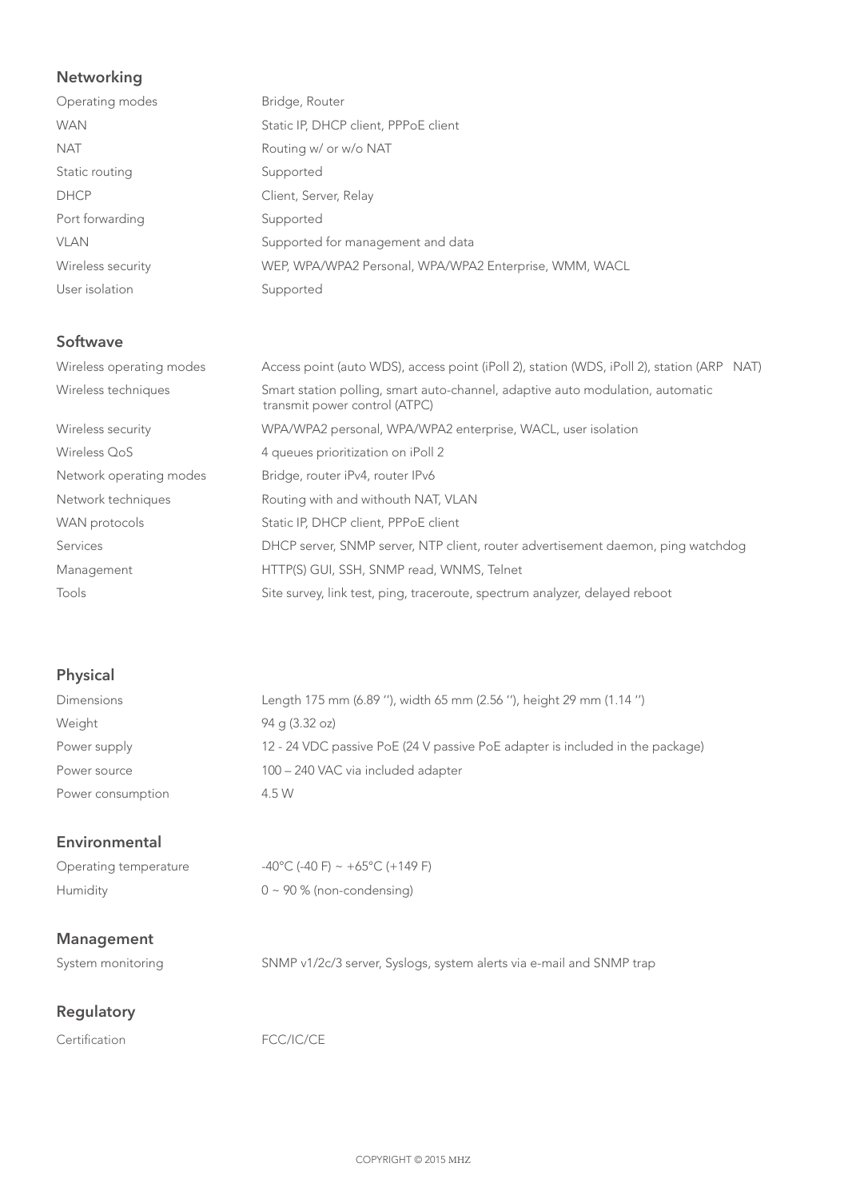## Networking

| | |
|---|---|
| Operating modes | Bridge, Router |
| WAN | Static IP, DHCP client, PPPoE client |
| NAT | Routing w/ or w/o NAT |
| Static routing | Supported |
| DHCP | Client, Server, Relay |
| Port forwarding | Supported |
| VLAN | Supported for management and data |
| Wireless security | WEP, WPA/WPA2 Personal, WPA/WPA2 Enterprise, WMM, WACL |
| User isolation | Supported |

## Softwave

| | |
|---|---|
| Wireless operating modes | Access point (auto WDS), access point (iPoll 2), station (WDS, iPoll 2), station (ARP NAT) |
| Wireless techniques | Smart station polling, smart auto-channel, adaptive auto modulation, automatic transmit power control (ATPC) |
| Wireless security | WPA/WPA2 personal, WPA/WPA2 enterprise, WACL, user isolation |
| Wireless QoS | 4 queues prioritization on iPoll 2 |
| Network operating modes | Bridge, router iPv4, router IPv6 |
| Network techniques | Routing with and withouth NAT, VLAN |
| WAN protocols | Static IP, DHCP client, PPPoE client |
| Services | DHCP server, SNMP server, NTP client, router advertisement daemon, ping watchdog |
| Management | HTTP(S) GUI, SSH, SNMP read, WNMS, Telnet |
| Tools | Site survey, link test, ping, traceroute, spectrum analyzer, delayed reboot |

## Physical

| | |
|---|---|
| Dimensions | Length 175 mm (6.89 ''), width 65 mm (2.56 ''), height 29 mm (1.14 '') |
| Weight | 94 g (3.32 oz) |
| Power supply | 12 - 24 VDC passive PoE (24 V passive PoE adapter is included in the package) |
| Power source | 100 – 240 VAC via included adapter |
| Power consumption | 4.5 W |

## Environmental

| | |
|---|---|
| Operating temperature | -40°C (-40 F) ~ +65°C (+149 F) |
| Humidity | 0 ~ 90 % (non-condensing) |

## Management

| | |
|---|---|
| System monitoring | SNMP v1/2c/3 server, Syslogs, system alerts via e-mail and SNMP trap |

## Regulatory

| | |
|---|---|
| Certification | FCC/IC/CE |

COPYRIGHT © 2015 MHZ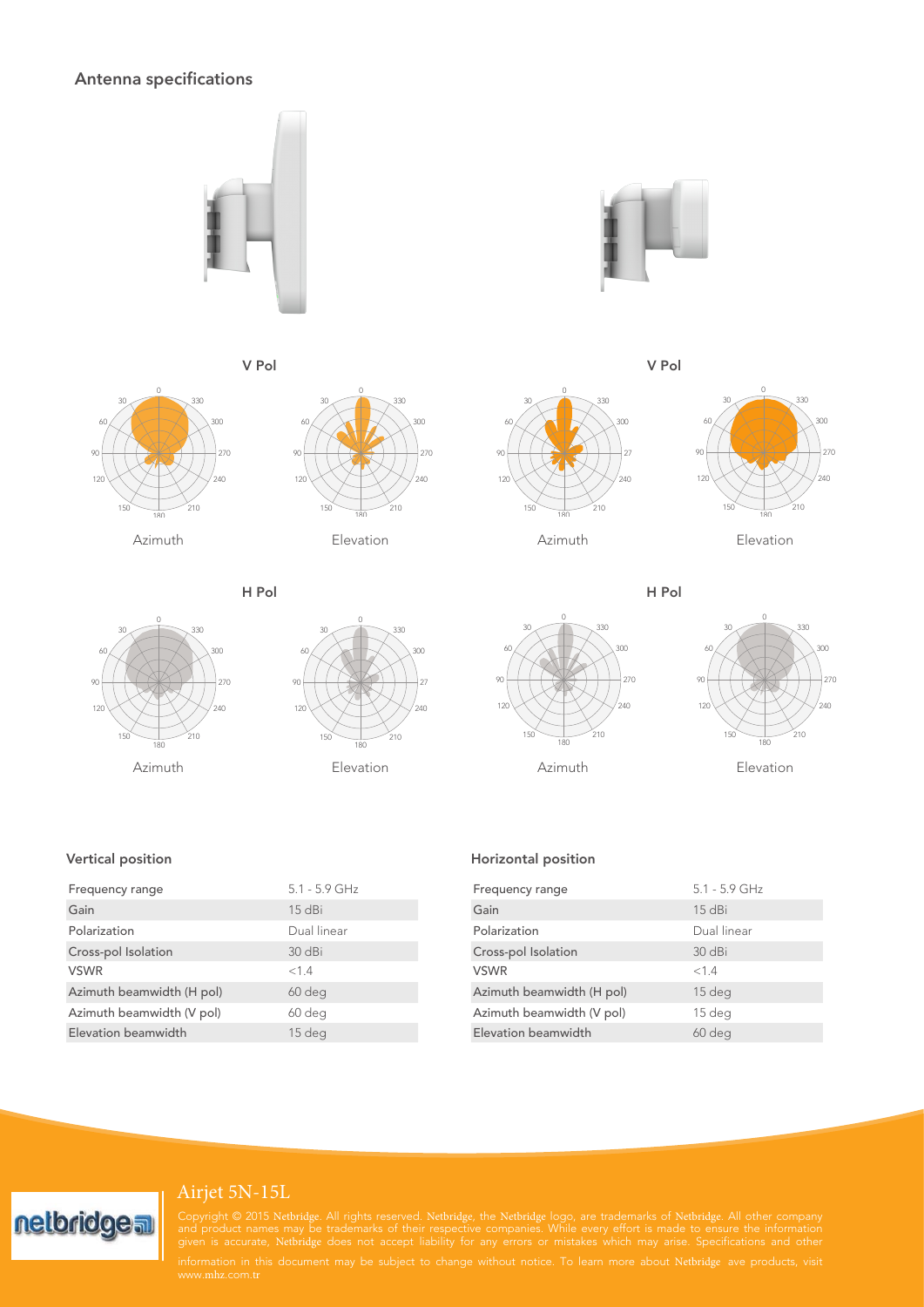## Antenna specifications

V Pol

Azimuth

Elevation

V Pol

Azimuth

Elevation

H Pol

Azimuth

Elevation

H Pol

Azimuth

Elevation

### Vertical position

| | |
|---|---|
| Frequency range | 5.1 - 5.9 GHz |
| Gain | 15 dBi |
| Polarization | Dual linear |
| Cross-pol Isolation | 30 dBi |
| VSWR | <1.4 |
| Azimuth beamwidth (H pol) | 60 deg |
| Azimuth beamwidth (V pol) | 60 deg |
| Elevation beamwidth | 15 deg |

### Horizontal position

| | |
|---|---|
| Frequency range | 5.1 - 5.9 GHz |
| Gain | 15 dBi |
| Polarization | Dual linear |
| Cross-pol Isolation | 30 dBi |
| VSWR | <1.4 |
| Azimuth beamwidth (H pol) | 15 deg |
| Azimuth beamwidth (V pol) | 15 deg |
| Elevation beamwidth | 60 deg |

netbridge

Airjet 5N-15L

Copyright © 2015 Netbridge. All rights reserved. Netbridge, the Netbridge logo, are trademarks of Netbridge. All other company and product names may be trademarks of their respective companies. While every effort is made to ensure the information given is accurate, Netbridge does not accept liability for any errors or mistakes which may arise. Specifications and other information in this document may be subject to change without notice. To learn more about Netbridge ave products, visit www.mhz.com.tr